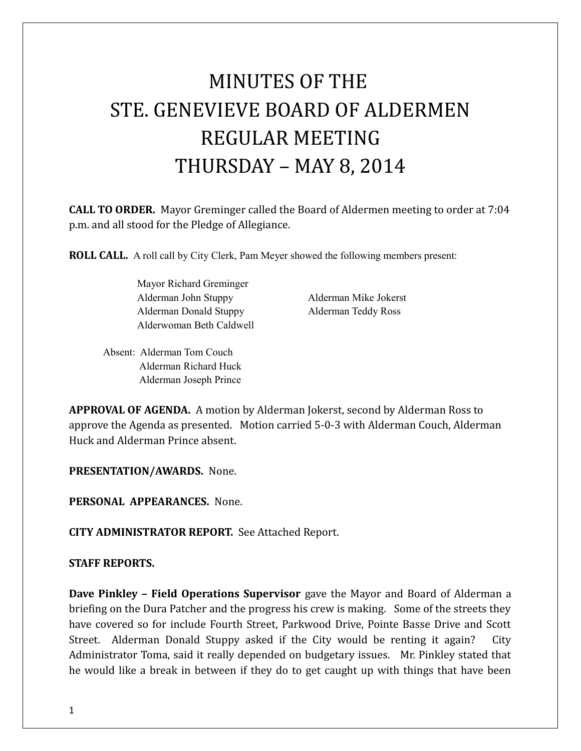# MINUTES OF THE
# STE. GENEVIEVE BOARD OF ALDERMEN
# REGULAR MEETING
# THURSDAY – MAY 8, 2014

**CALL TO ORDER.** Mayor Greminger called the Board of Aldermen meeting to order at 7:04 p.m. and all stood for the Pledge of Allegiance.

**ROLL CALL.** A roll call by City Clerk, Pam Meyer showed the following members present:

Mayor Richard Greminger
Alderman John Stuppy
Alderman Donald Stuppy
Alderwoman Beth Caldwell
Alderman Mike Jokerst
Alderman Teddy Ross

Absent: Alderman Tom Couch
Alderman Richard Huck
Alderman Joseph Prince

**APPROVAL OF AGENDA.** A motion by Alderman Jokerst, second by Alderman Ross to approve the Agenda as presented. Motion carried 5-0-3 with Alderman Couch, Alderman Huck and Alderman Prince absent.

**PRESENTATION/AWARDS.** None.

**PERSONAL APPEARANCES.** None.

**CITY ADMINISTRATOR REPORT.** See Attached Report.

**STAFF REPORTS.**

**Dave Pinkley – Field Operations Supervisor** gave the Mayor and Board of Alderman a briefing on the Dura Patcher and the progress his crew is making. Some of the streets they have covered so for include Fourth Street, Parkwood Drive, Pointe Basse Drive and Scott Street. Alderman Donald Stuppy asked if the City would be renting it again? City Administrator Toma, said it really depended on budgetary issues. Mr. Pinkley stated that he would like a break in between if they do to get caught up with things that have been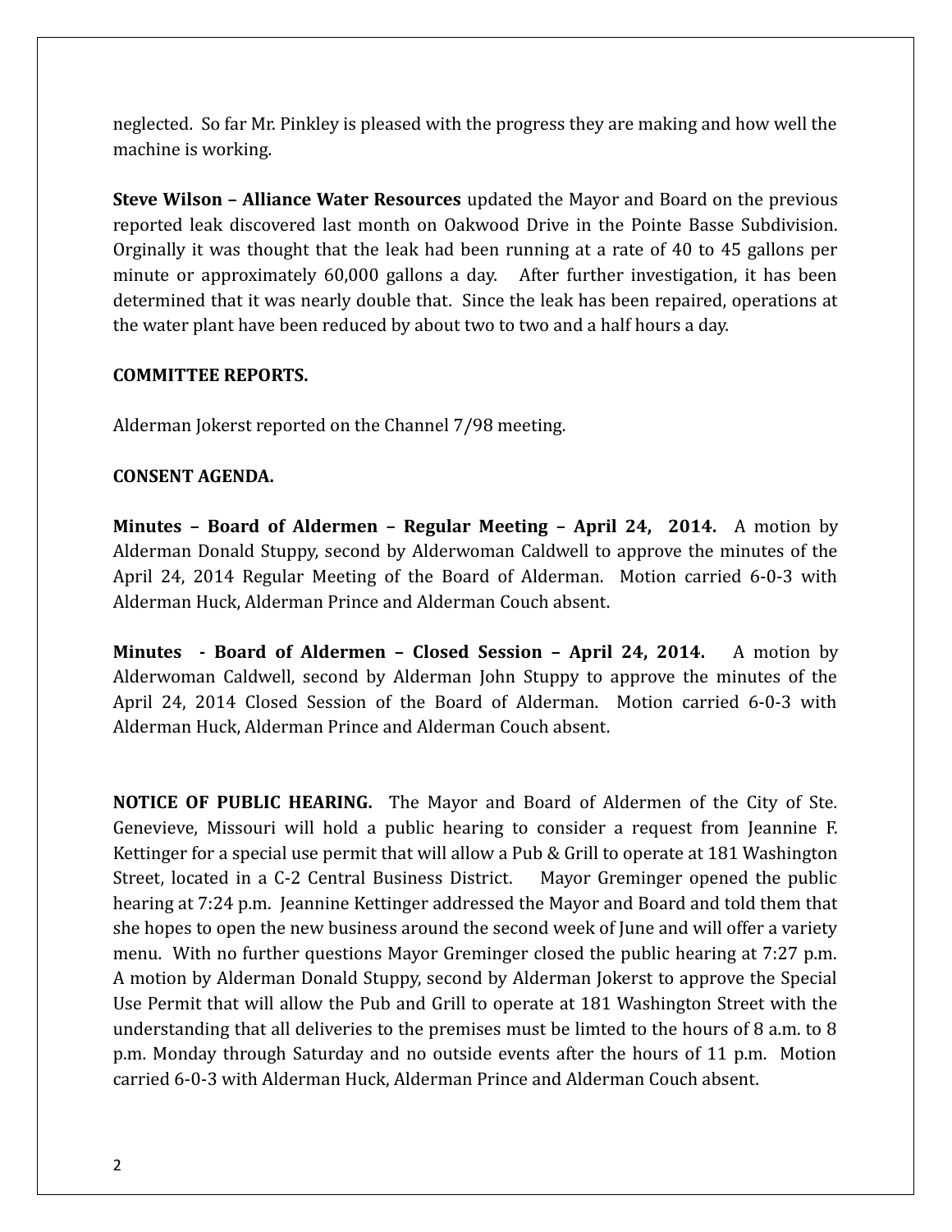neglected. So far Mr. Pinkley is pleased with the progress they are making and how well the machine is working.

**Steve Wilson – Alliance Water Resources** updated the Mayor and Board on the previous reported leak discovered last month on Oakwood Drive in the Pointe Basse Subdivision. Orginally it was thought that the leak had been running at a rate of 40 to 45 gallons per minute or approximately 60,000 gallons a day. After further investigation, it has been determined that it was nearly double that. Since the leak has been repaired, operations at the water plant have been reduced by about two to two and a half hours a day.

**COMMITTEE REPORTS.**

Alderman Jokerst reported on the Channel 7/98 meeting.

**CONSENT AGENDA.**

**Minutes – Board of Aldermen – Regular Meeting – April 24, 2014.** A motion by Alderman Donald Stuppy, second by Alderwoman Caldwell to approve the minutes of the April 24, 2014 Regular Meeting of the Board of Alderman. Motion carried 6-0-3 with Alderman Huck, Alderman Prince and Alderman Couch absent.

**Minutes - Board of Aldermen – Closed Session – April 24, 2014.** A motion by Alderwoman Caldwell, second by Alderman John Stuppy to approve the minutes of the April 24, 2014 Closed Session of the Board of Alderman. Motion carried 6-0-3 with Alderman Huck, Alderman Prince and Alderman Couch absent.

**NOTICE OF PUBLIC HEARING.** The Mayor and Board of Aldermen of the City of Ste. Genevieve, Missouri will hold a public hearing to consider a request from Jeannine F. Kettinger for a special use permit that will allow a Pub & Grill to operate at 181 Washington Street, located in a C-2 Central Business District. Mayor Greminger opened the public hearing at 7:24 p.m. Jeannine Kettinger addressed the Mayor and Board and told them that she hopes to open the new business around the second week of June and will offer a variety menu. With no further questions Mayor Greminger closed the public hearing at 7:27 p.m. A motion by Alderman Donald Stuppy, second by Alderman Jokerst to approve the Special Use Permit that will allow the Pub and Grill to operate at 181 Washington Street with the understanding that all deliveries to the premises must be limted to the hours of 8 a.m. to 8 p.m. Monday through Saturday and no outside events after the hours of 11 p.m. Motion carried 6-0-3 with Alderman Huck, Alderman Prince and Alderman Couch absent.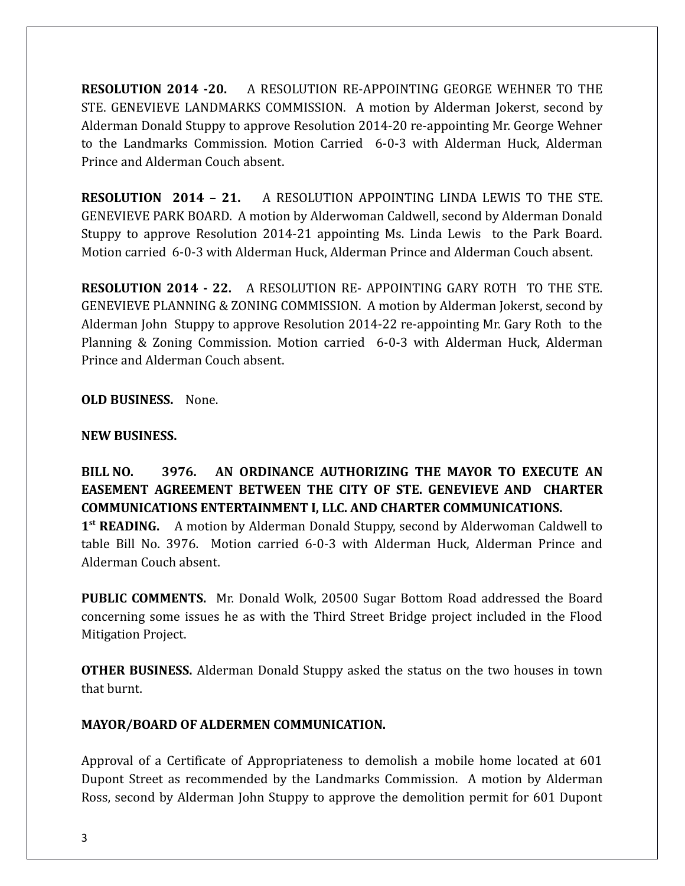**RESOLUTION 2014 -20.** A RESOLUTION RE-APPOINTING GEORGE WEHNER TO THE STE. GENEVIEVE LANDMARKS COMMISSION. A motion by Alderman Jokerst, second by Alderman Donald Stuppy to approve Resolution 2014-20 re-appointing Mr. George Wehner to the Landmarks Commission. Motion Carried 6-0-3 with Alderman Huck, Alderman Prince and Alderman Couch absent.

**RESOLUTION 2014 – 21.** A RESOLUTION APPOINTING LINDA LEWIS TO THE STE. GENEVIEVE PARK BOARD. A motion by Alderwoman Caldwell, second by Alderman Donald Stuppy to approve Resolution 2014-21 appointing Ms. Linda Lewis to the Park Board. Motion carried 6-0-3 with Alderman Huck, Alderman Prince and Alderman Couch absent.

**RESOLUTION 2014 - 22.** A RESOLUTION RE- APPOINTING GARY ROTH TO THE STE. GENEVIEVE PLANNING & ZONING COMMISSION. A motion by Alderman Jokerst, second by Alderman John Stuppy to approve Resolution 2014-22 re-appointing Mr. Gary Roth to the Planning & Zoning Commission. Motion carried 6-0-3 with Alderman Huck, Alderman Prince and Alderman Couch absent.

**OLD BUSINESS.** None.

**NEW BUSINESS.**

**BILL NO. 3976. AN ORDINANCE AUTHORIZING THE MAYOR TO EXECUTE AN EASEMENT AGREEMENT BETWEEN THE CITY OF STE. GENEVIEVE AND CHARTER COMMUNICATIONS ENTERTAINMENT I, LLC. AND CHARTER COMMUNICATIONS.**

**1st READING.** A motion by Alderman Donald Stuppy, second by Alderwoman Caldwell to table Bill No. 3976. Motion carried 6-0-3 with Alderman Huck, Alderman Prince and Alderman Couch absent.

**PUBLIC COMMENTS.** Mr. Donald Wolk, 20500 Sugar Bottom Road addressed the Board concerning some issues he as with the Third Street Bridge project included in the Flood Mitigation Project.

**OTHER BUSINESS.** Alderman Donald Stuppy asked the status on the two houses in town that burnt.

**MAYOR/BOARD OF ALDERMEN COMMUNICATION.**

Approval of a Certificate of Appropriateness to demolish a mobile home located at 601 Dupont Street as recommended by the Landmarks Commission. A motion by Alderman Ross, second by Alderman John Stuppy to approve the demolition permit for 601 Dupont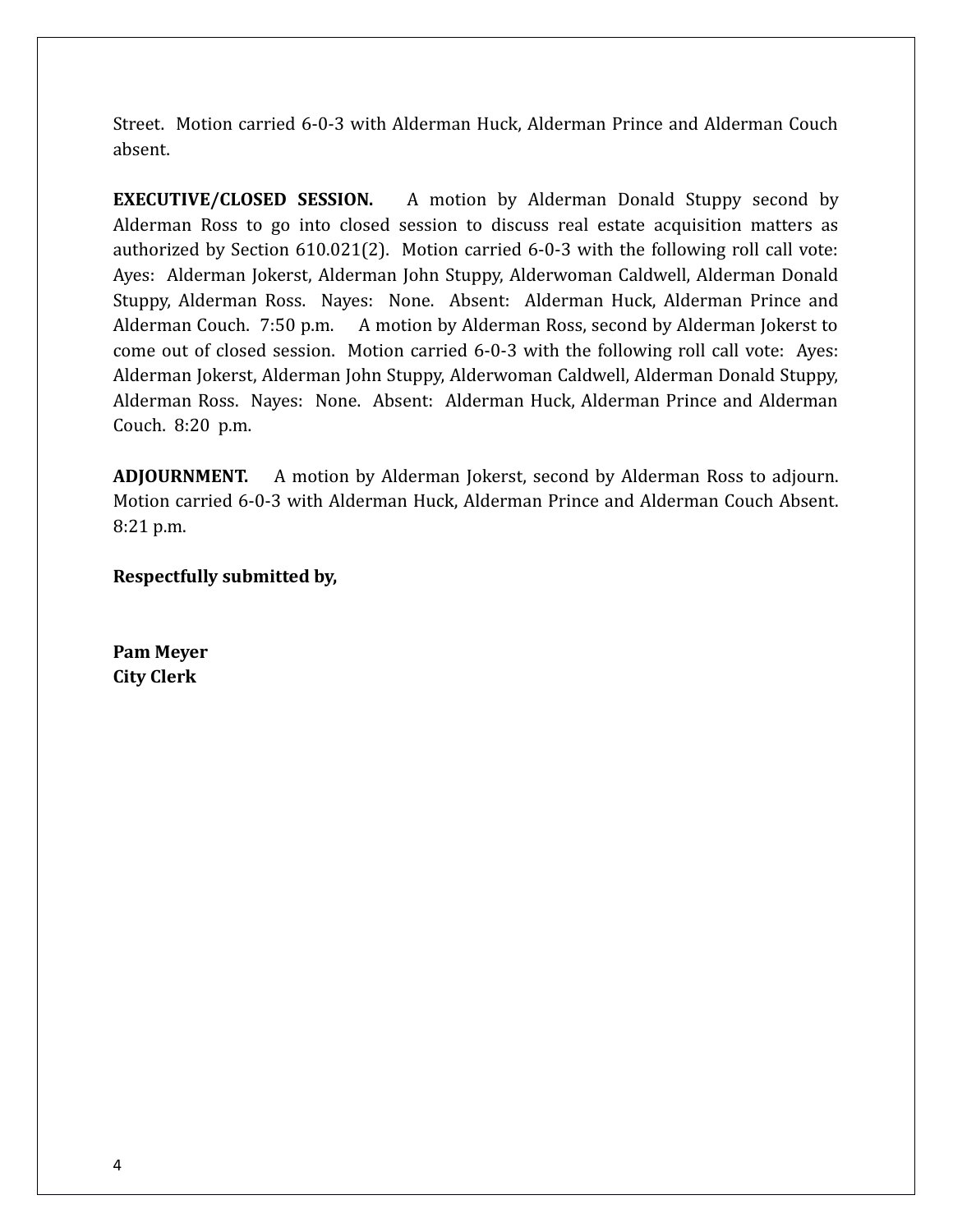Street. Motion carried 6-0-3 with Alderman Huck, Alderman Prince and Alderman Couch absent.

**EXECUTIVE/CLOSED SESSION.** A motion by Alderman Donald Stuppy second by Alderman Ross to go into closed session to discuss real estate acquisition matters as authorized by Section 610.021(2). Motion carried 6-0-3 with the following roll call vote: Ayes: Alderman Jokerst, Alderman John Stuppy, Alderwoman Caldwell, Alderman Donald Stuppy, Alderman Ross. Nayes: None. Absent: Alderman Huck, Alderman Prince and Alderman Couch. 7:50 p.m. A motion by Alderman Ross, second by Alderman Jokerst to come out of closed session. Motion carried 6-0-3 with the following roll call vote: Ayes: Alderman Jokerst, Alderman John Stuppy, Alderwoman Caldwell, Alderman Donald Stuppy, Alderman Ross. Nayes: None. Absent: Alderman Huck, Alderman Prince and Alderman Couch. 8:20 p.m.

**ADJOURNMENT.** A motion by Alderman Jokerst, second by Alderman Ross to adjourn. Motion carried 6-0-3 with Alderman Huck, Alderman Prince and Alderman Couch Absent. 8:21 p.m.

**Respectfully submitted by,**

**Pam Meyer**
**City Clerk**